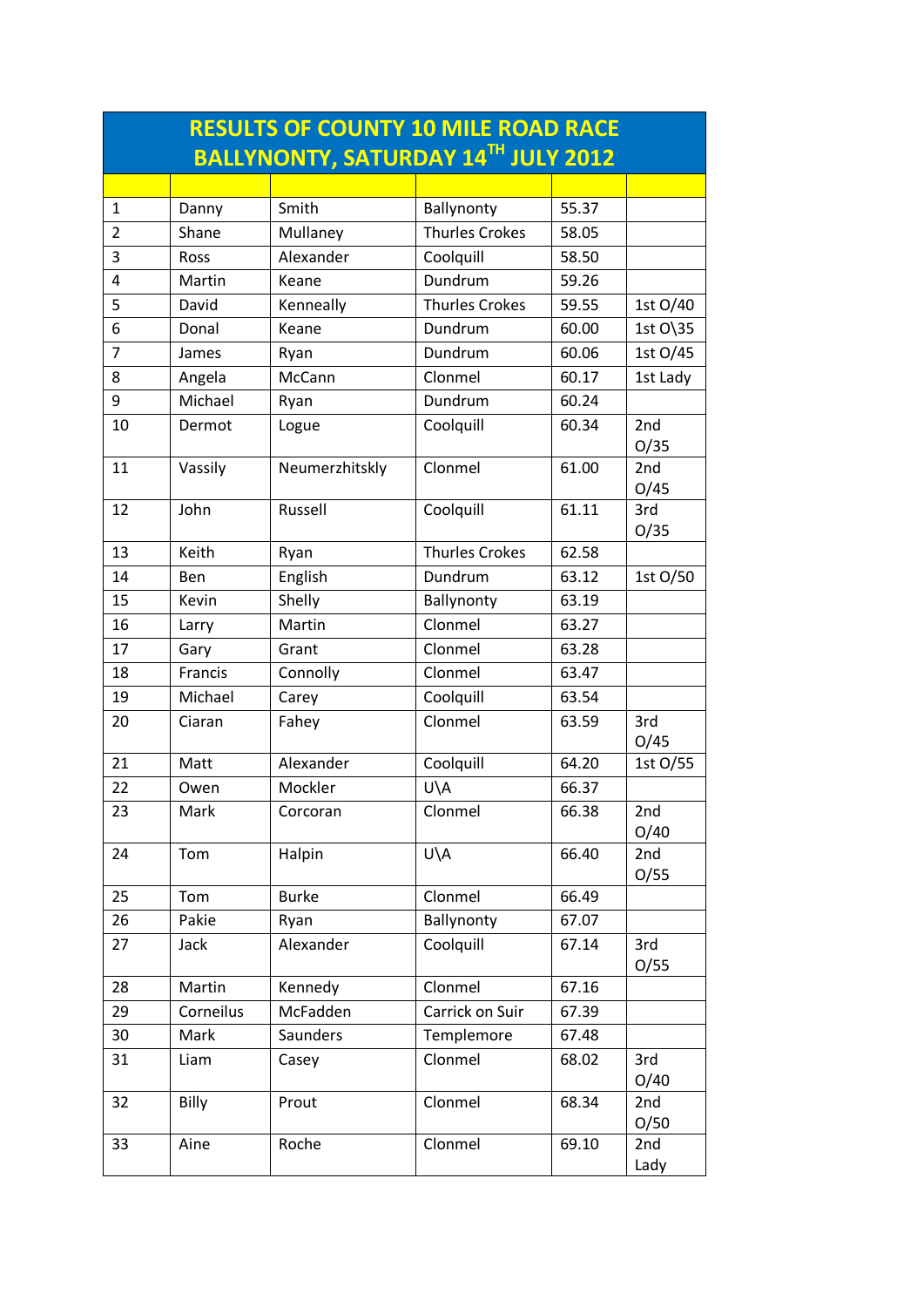# RESULTS OF COUNTY 10 MILE ROAD RACE
## BALLYNONTY, SATURDAY 14TH JULY 2012

| | | | | | |
|---|---|---|---|---|---|
| 1 | Danny | Smith | Ballynonty | 55.37 | |
| 2 | Shane | Mullaney | Thurles Crokes | 58.05 | |
| 3 | Ross | Alexander | Coolquill | 58.50 | |
| 4 | Martin | Keane | Dundrum | 59.26 | |
| 5 | David | Kenneally | Thurles Crokes | 59.55 | 1st O/40 |
| 6 | Donal | Keane | Dundrum | 60.00 | 1st O\35 |
| 7 | James | Ryan | Dundrum | 60.06 | 1st O/45 |
| 8 | Angela | McCann | Clonmel | 60.17 | 1st Lady |
| 9 | Michael | Ryan | Dundrum | 60.24 | |
| 10 | Dermot | Logue | Coolquill | 60.34 | 2nd O/35 |
| 11 | Vassily | Neumerzhitskly | Clonmel | 61.00 | 2nd O/45 |
| 12 | John | Russell | Coolquill | 61.11 | 3rd O/35 |
| 13 | Keith | Ryan | Thurles Crokes | 62.58 | |
| 14 | Ben | English | Dundrum | 63.12 | 1st O/50 |
| 15 | Kevin | Shelly | Ballynonty | 63.19 | |
| 16 | Larry | Martin | Clonmel | 63.27 | |
| 17 | Gary | Grant | Clonmel | 63.28 | |
| 18 | Francis | Connolly | Clonmel | 63.47 | |
| 19 | Michael | Carey | Coolquill | 63.54 | |
| 20 | Ciaran | Fahey | Clonmel | 63.59 | 3rd O/45 |
| 21 | Matt | Alexander | Coolquill | 64.20 | 1st O/55 |
| 22 | Owen | Mockler | U\A | 66.37 | |
| 23 | Mark | Corcoran | Clonmel | 66.38 | 2nd O/40 |
| 24 | Tom | Halpin | U\A | 66.40 | 2nd O/55 |
| 25 | Tom | Burke | Clonmel | 66.49 | |
| 26 | Pakie | Ryan | Ballynonty | 67.07 | |
| 27 | Jack | Alexander | Coolquill | 67.14 | 3rd O/55 |
| 28 | Martin | Kennedy | Clonmel | 67.16 | |
| 29 | Corneilus | McFadden | Carrick on Suir | 67.39 | |
| 30 | Mark | Saunders | Templemore | 67.48 | |
| 31 | Liam | Casey | Clonmel | 68.02 | 3rd O/40 |
| 32 | Billy | Prout | Clonmel | 68.34 | 2nd O/50 |
| 33 | Aine | Roche | Clonmel | 69.10 | 2nd Lady |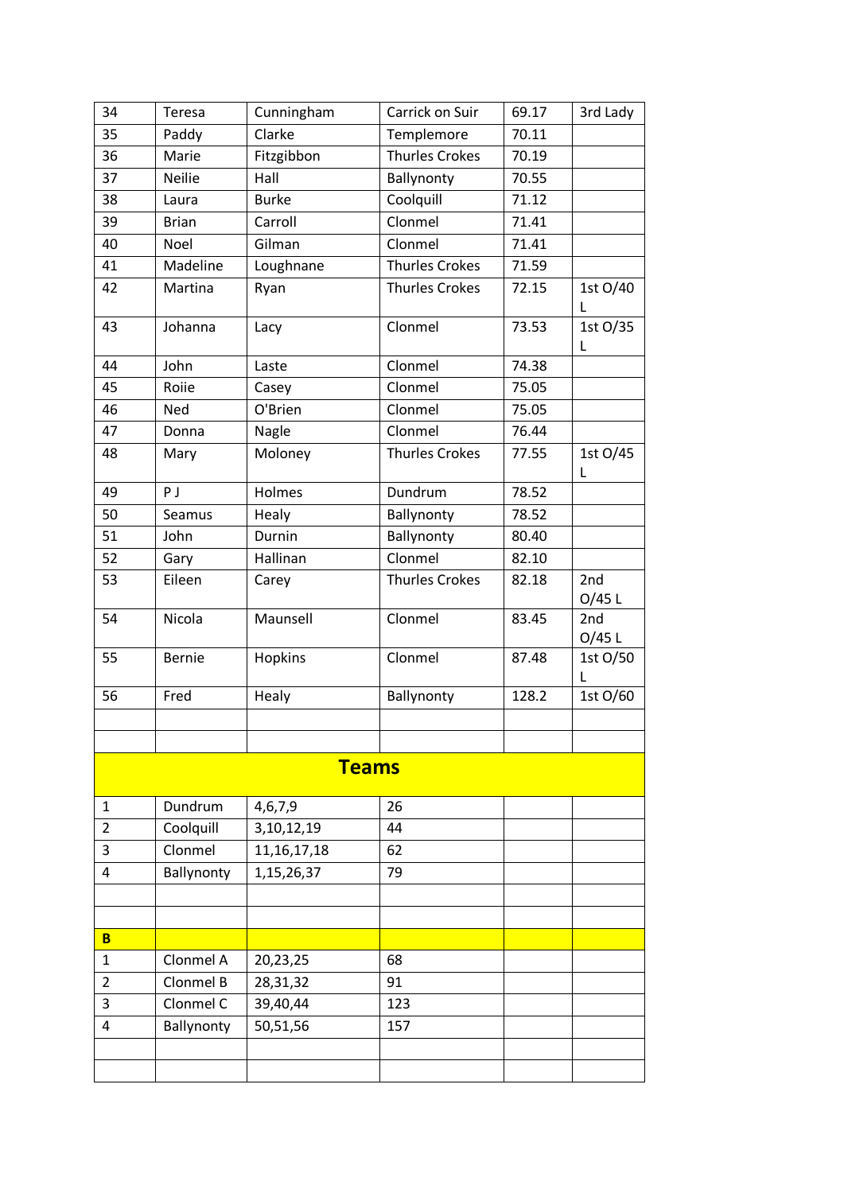| 34 | Teresa | Cunningham | Carrick on Suir | 69.17 | 3rd Lady |
|---|---|---|---|---|---|
| 35 | Paddy | Clarke | Templemore | 70.11 | |
| 36 | Marie | Fitzgibbon | Thurles Crokes | 70.19 | |
| 37 | Neilie | Hall | Ballynonty | 70.55 | |
| 38 | Laura | Burke | Coolquill | 71.12 | |
| 39 | Brian | Carroll | Clonmel | 71.41 | |
| 40 | Noel | Gilman | Clonmel | 71.41 | |
| 41 | Madeline | Loughnane | Thurles Crokes | 71.59 | |
| 42 | Martina | Ryan | Thurles Crokes | 72.15 | 1st O/40 L |
| 43 | Johanna | Lacy | Clonmel | 73.53 | 1st O/35 L |
| 44 | John | Laste | Clonmel | 74.38 | |
| 45 | Roiie | Casey | Clonmel | 75.05 | |
| 46 | Ned | O'Brien | Clonmel | 75.05 | |
| 47 | Donna | Nagle | Clonmel | 76.44 | |
| 48 | Mary | Moloney | Thurles Crokes | 77.55 | 1st O/45 L |
| 49 | P J | Holmes | Dundrum | 78.52 | |
| 50 | Seamus | Healy | Ballynonty | 78.52 | |
| 51 | John | Durnin | Ballynonty | 80.40 | |
| 52 | Gary | Hallinan | Clonmel | 82.10 | |
| 53 | Eileen | Carey | Thurles Crokes | 82.18 | 2nd O/45 L |
| 54 | Nicola | Maunsell | Clonmel | 83.45 | 2nd O/45 L |
| 55 | Bernie | Hopkins | Clonmel | 87.48 | 1st O/50 L |
| 56 | Fred | Healy | Ballynonty | 128.2 | 1st O/60 |

## Teams

| | | | | | |
|---|---|---|---|---|---|
| 1 | Dundrum | 4,6,7,9 | 26 | | |
| 2 | Coolquill | 3,10,12,19 | 44 | | |
| 3 | Clonmel | 11,16,17,18 | 62 | | |
| 4 | Ballynonty | 1,15,26,37 | 79 | | |
| **B** | | | | | |
| 1 | Clonmel A | 20,23,25 | 68 | | |
| 2 | Clonmel B | 28,31,32 | 91 | | |
| 3 | Clonmel C | 39,40,44 | 123 | | |
| 4 | Ballynonty | 50,51,56 | 157 | | |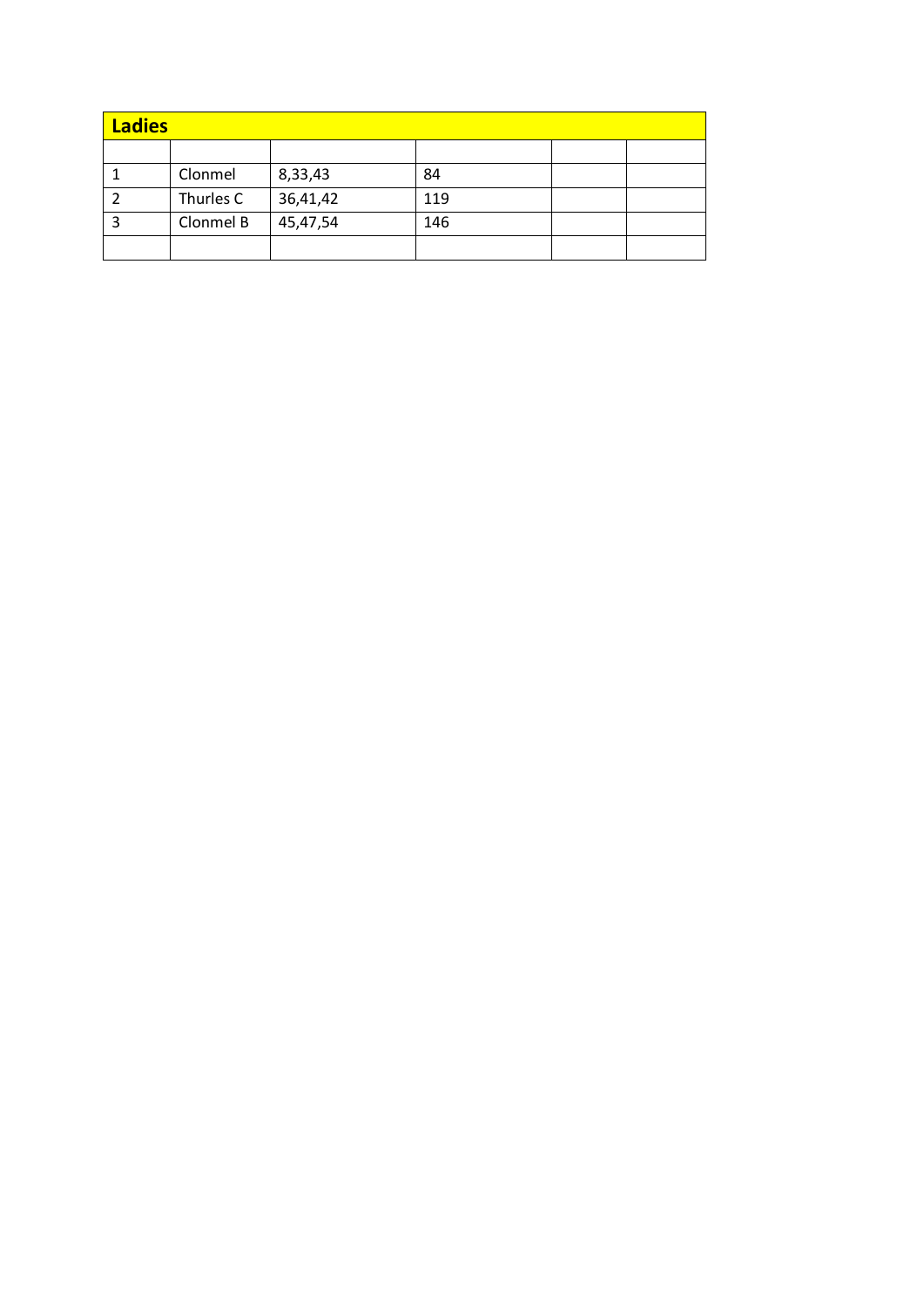## Ladies

| | | | | | |
|---|---|---|---|---|---|
| 1 | Clonmel | 8,33,43 | 84 | | |
| 2 | Thurles C | 36,41,42 | 119 | | |
| 3 | Clonmel B | 45,47,54 | 146 | | |
| | | | | | |